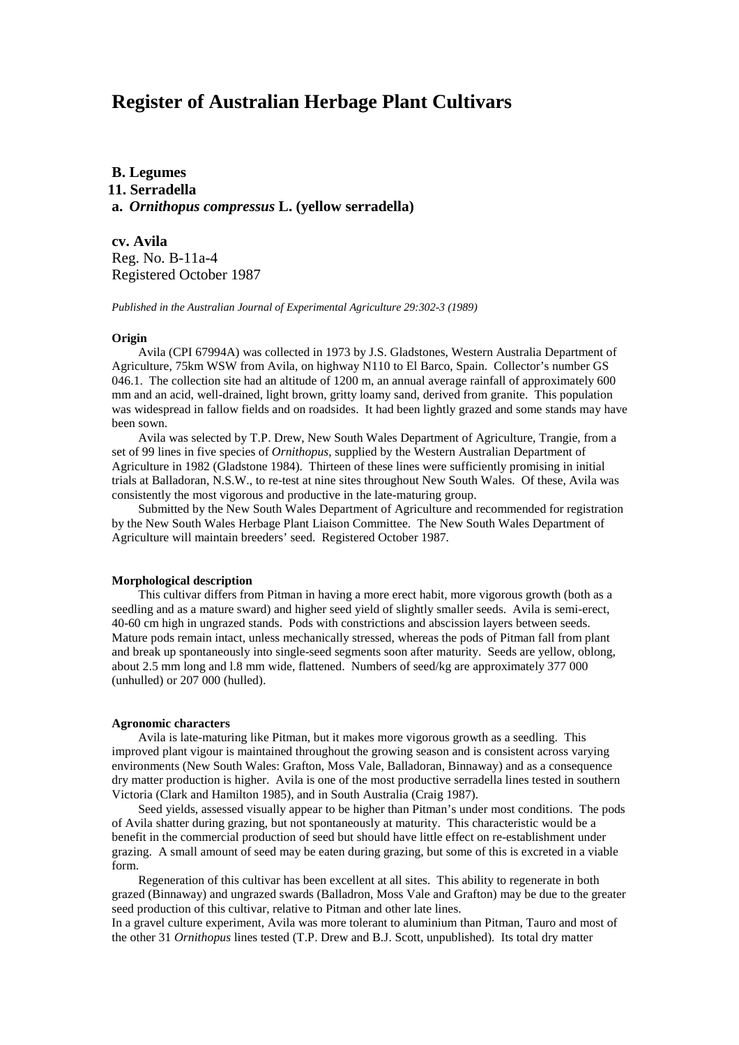# Register of Australian Herbage Plant Cultivars

**B. Legumes**
**11. Serradella**
**a.** ***Ornithopus compressus*** **L. (yellow serradella)**

**cv. Avila**
Reg. No. B-11a-4
Registered October 1987

*Published in the Australian Journal of Experimental Agriculture 29:302-3 (1989)*

#### Origin

Avila (CPI 67994A) was collected in 1973 by J.S. Gladstones, Western Australia Department of Agriculture, 75km WSW from Avila, on highway N110 to El Barco, Spain. Collector's number GS 046.1. The collection site had an altitude of 1200 m, an annual average rainfall of approximately 600 mm and an acid, well-drained, light brown, gritty loamy sand, derived from granite. This population was widespread in fallow fields and on roadsides. It had been lightly grazed and some stands may have been sown.

Avila was selected by T.P. Drew, New South Wales Department of Agriculture, Trangie, from a set of 99 lines in five species of *Ornithopus*, supplied by the Western Australian Department of Agriculture in 1982 (Gladstone 1984). Thirteen of these lines were sufficiently promising in initial trials at Balladoran, N.S.W., to re-test at nine sites throughout New South Wales. Of these, Avila was consistently the most vigorous and productive in the late-maturing group.

Submitted by the New South Wales Department of Agriculture and recommended for registration by the New South Wales Herbage Plant Liaison Committee. The New South Wales Department of Agriculture will maintain breeders' seed. Registered October 1987.

#### Morphological description

This cultivar differs from Pitman in having a more erect habit, more vigorous growth (both as a seedling and as a mature sward) and higher seed yield of slightly smaller seeds. Avila is semi-erect, 40-60 cm high in ungrazed stands. Pods with constrictions and abscission layers between seeds. Mature pods remain intact, unless mechanically stressed, whereas the pods of Pitman fall from plant and break up spontaneously into single-seed segments soon after maturity. Seeds are yellow, oblong, about 2.5 mm long and l.8 mm wide, flattened. Numbers of seed/kg are approximately 377 000 (unhulled) or 207 000 (hulled).

#### Agronomic characters

Avila is late-maturing like Pitman, but it makes more vigorous growth as a seedling. This improved plant vigour is maintained throughout the growing season and is consistent across varying environments (New South Wales: Grafton, Moss Vale, Balladoran, Binnaway) and as a consequence dry matter production is higher. Avila is one of the most productive serradella lines tested in southern Victoria (Clark and Hamilton 1985), and in South Australia (Craig 1987).

Seed yields, assessed visually appear to be higher than Pitman's under most conditions. The pods of Avila shatter during grazing, but not spontaneously at maturity. This characteristic would be a benefit in the commercial production of seed but should have little effect on re-establishment under grazing. A small amount of seed may be eaten during grazing, but some of this is excreted in a viable form.

Regeneration of this cultivar has been excellent at all sites. This ability to regenerate in both grazed (Binnaway) and ungrazed swards (Balladron, Moss Vale and Grafton) may be due to the greater seed production of this cultivar, relative to Pitman and other late lines.

In a gravel culture experiment, Avila was more tolerant to aluminium than Pitman, Tauro and most of the other 31 *Ornithopus* lines tested (T.P. Drew and B.J. Scott, unpublished). Its total dry matter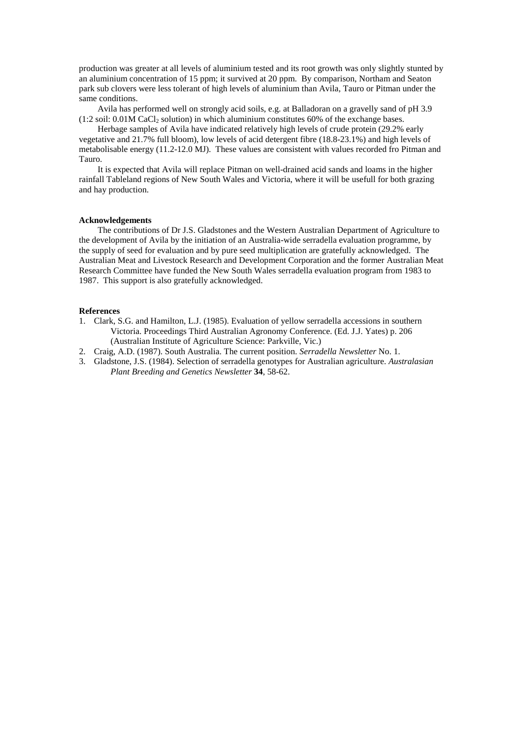production was greater at all levels of aluminium tested and its root growth was only slightly stunted by an aluminium concentration of 15 ppm; it survived at 20 ppm. By comparison, Northam and Seaton park sub clovers were less tolerant of high levels of aluminium than Avila, Tauro or Pitman under the same conditions.

Avila has performed well on strongly acid soils, e.g. at Balladoran on a gravelly sand of pH 3.9 (1:2 soil: 0.01M $CaCl_2$ solution) in which aluminium constitutes 60% of the exchange bases.

Herbage samples of Avila have indicated relatively high levels of crude protein (29.2% early vegetative and 21.7% full bloom), low levels of acid detergent fibre (18.8-23.1%) and high levels of metabolisable energy (11.2-12.0 MJ). These values are consistent with values recorded fro Pitman and Tauro.

It is expected that Avila will replace Pitman on well-drained acid sands and loams in the higher rainfall Tableland regions of New South Wales and Victoria, where it will be usefull for both grazing and hay production.

**Acknowledgements**

The contributions of Dr J.S. Gladstones and the Western Australian Department of Agriculture to the development of Avila by the initiation of an Australia-wide serradella evaluation programme, by the supply of seed for evaluation and by pure seed multiplication are gratefully acknowledged. The Australian Meat and Livestock Research and Development Corporation and the former Australian Meat Research Committee have funded the New South Wales serradella evaluation program from 1983 to 1987. This support is also gratefully acknowledged.

**References**

1. Clark, S.G. and Hamilton, L.J. (1985). Evaluation of yellow serradella accessions in southern Victoria. Proceedings Third Australian Agronomy Conference. (Ed. J.J. Yates) p. 206 (Australian Institute of Agriculture Science: Parkville, Vic.)
2. Craig, A.D. (1987). South Australia. The current position. *Serradella Newsletter* No. 1.
3. Gladstone, J.S. (1984). Selection of serradella genotypes for Australian agriculture. *Australasian Plant Breeding and Genetics Newsletter* **34**, 58-62.